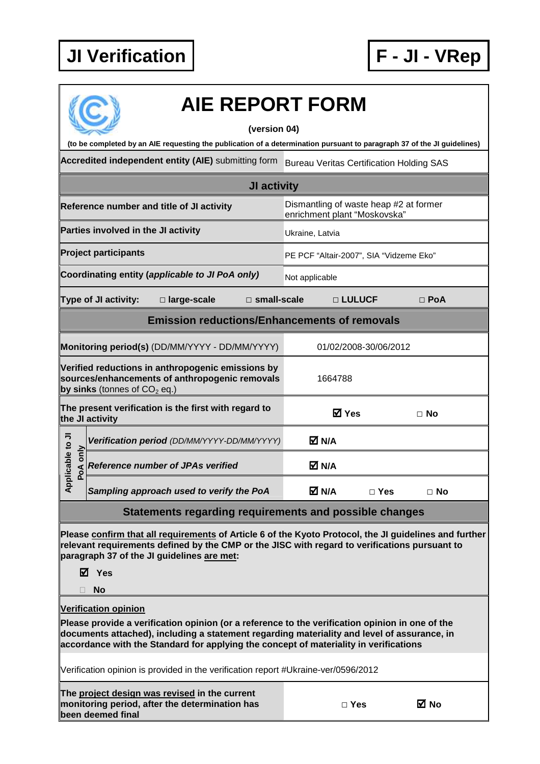# JI Verification

# F - JI - VRep

# AIE REPORT FORM

**(version 04)**

**(to be completed by an AIE requesting the publication of a determination pursuant to paragraph 37 of the JI guidelines)**

| | |
|---|---|
| **Accredited independent entity (AIE)** submitting form | Bureau Veritas Certification Holding SAS |
| **JI activity** | |
| **Reference number and title of JI activity** | Dismantling of waste heap #2 at former enrichment plant "Moskovska" |
| **Parties involved in the JI activity** | Ukraine, Latvia |
| **Project participants** | PE PCF "Altair-2007", SIA "Vidzeme Eko" |
| **Coordinating entity (*applicable to JI PoA only*)** | Not applicable |
| **Type of JI activity:** □ **large-scale** □ **small-scale** | □ **LULUCF** □ **PoA** |
| **Emission reductions/Enhancements of removals** | |
| **Monitoring period(s)** (DD/MM/YYYY - DD/MM/YYYY) | 01/02/2008-30/06/2012 |
| **Verified reductions in anthropogenic emissions by sources/enhancements of anthropogenic removals by sinks** (tonnes of $CO_2$ eq.) | 1664788 |
| **The present verification is the first with regard to the JI activity** | ☑ **Yes** □ **No** |
| **Applicable to JI PoA only** — ***Verification period** (DD/MM/YYYY-DD/MM/YYYY)* | ☑ **N/A** |
| **Applicable to JI PoA only** — ***Reference number of JPAs verified*** | ☑ **N/A** |
| **Applicable to JI PoA only** — ***Sampling approach used to verify the PoA*** | ☑ **N/A** □ **Yes** □ **No** |

**Statements regarding requirements and possible changes**

**Please confirm that all requirements of Article 6 of the Kyoto Protocol, the JI guidelines and further relevant requirements defined by the CMP or the JISC with regard to verifications pursuant to paragraph 37 of the JI guidelines are met:**

- ☑ **Yes**
- □ **No**

**Verification opinion**

**Please provide a verification opinion (or a reference to the verification opinion in one of the documents attached), including a statement regarding materiality and level of assurance, in accordance with the Standard for applying the concept of materiality in verifications**

Verification opinion is provided in the verification report #Ukraine-ver/0596/2012

| | |
|---|---|
| **The project design was revised in the current monitoring period, after the determination has been deemed final** | □ **Yes** ☑ **No** |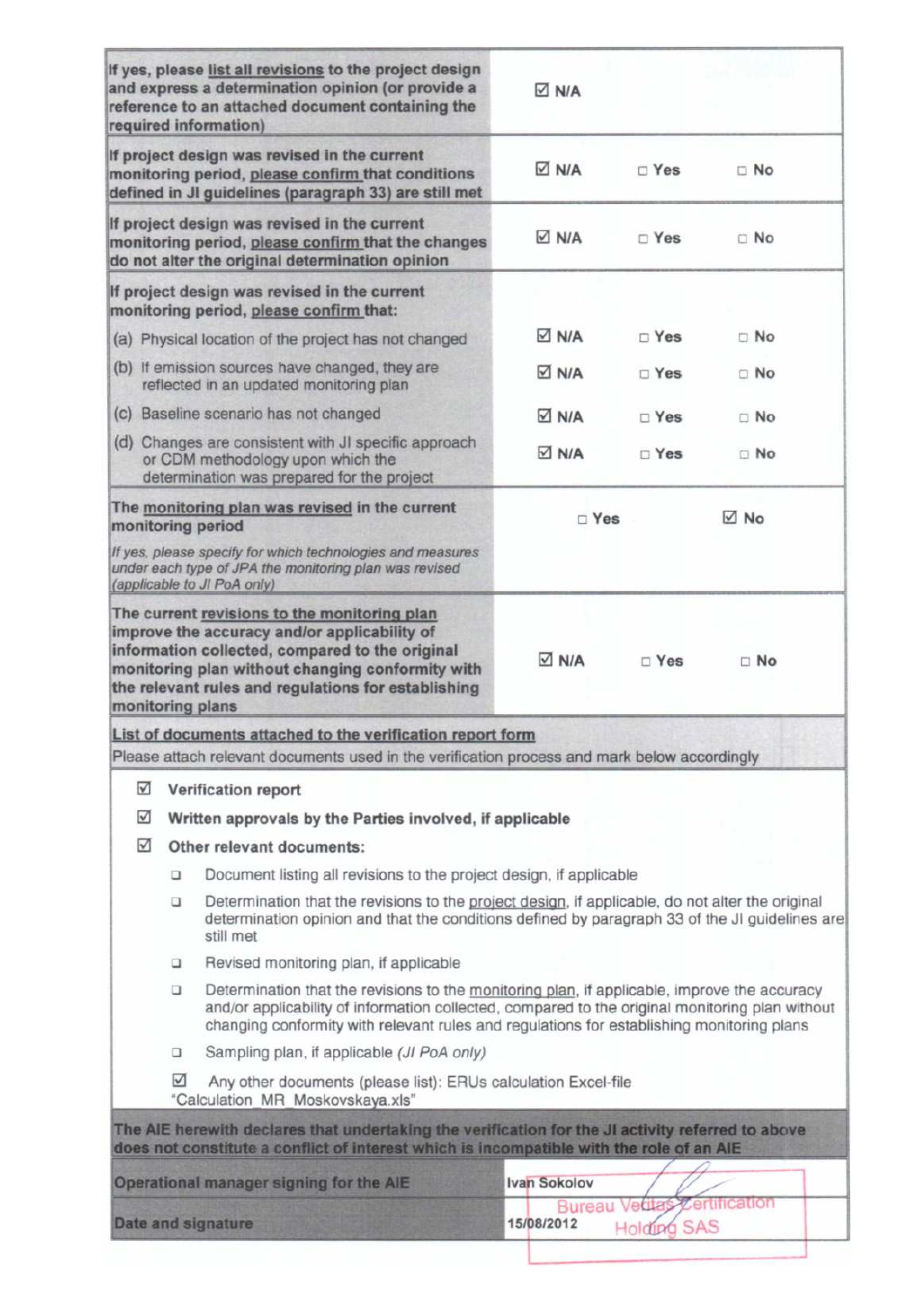| | | | |
|---|---|---|---|
| **If yes, please list all revisions to the project design and express a determination opinion (or provide a reference to an attached document containing the required information)** | ☑ N/A | | |
| **If project design was revised in the current monitoring period, please confirm that conditions defined in JI guidelines (paragraph 33) are still met** | ☑ N/A | □ Yes | □ No |
| **If project design was revised in the current monitoring period, please confirm that the changes do not alter the original determination opinion** | ☑ N/A | □ Yes | □ No |
| **If project design was revised in the current monitoring period, please confirm that:** | | | |
| (a) Physical location of the project has not changed | ☑ N/A | □ Yes | □ No |
| (b) If emission sources have changed, they are reflected in an updated monitoring plan | ☑ N/A | □ Yes | □ No |
| (c) Baseline scenario has not changed | ☑ N/A | □ Yes | □ No |
| (d) Changes are consistent with JI specific approach or CDM methodology upon which the determination was prepared for the project | ☑ N/A | □ Yes | □ No |
| **The monitoring plan was revised in the current monitoring period** *If yes, please specify for which technologies and measures under each type of JPA the monitoring plan was revised (applicable to JI PoA only)* | □ Yes | | ☑ No |
| **The current revisions to the monitoring plan improve the accuracy and/or applicability of information collected, compared to the original monitoring plan without changing conformity with the relevant rules and regulations for establishing monitoring plans** | ☑ N/A | □ Yes | □ No |

**List of documents attached to the verification report form**
Please attach relevant documents used in the verification process and mark below accordingly

- ☑ **Verification report**
- ☑ **Written approvals by the Parties involved, if applicable**
- ☑ **Other relevant documents:**
  - ❑ Document listing all revisions to the project design, if applicable
  - ❑ Determination that the revisions to the project design, if applicable, do not alter the original determination opinion and that the conditions defined by paragraph 33 of the JI guidelines are still met
  - ❑ Revised monitoring plan, if applicable
  - ❑ Determination that the revisions to the monitoring plan, if applicable, improve the accuracy and/or applicability of information collected, compared to the original monitoring plan without changing conformity with relevant rules and regulations for establishing monitoring plans
  - ❑ Sampling plan, if applicable *(JI PoA only)*
  - ☑ Any other documents (please list): ERUs calculation Excel-file "Calculation_MR_Moskovskaya.xls"

**The AIE herewith declares that undertaking the verification for the JI activity referred to above does not constitute a conflict of interest which is incompatible with the role of an AIE**

| | |
|---|---|
| **Operational manager signing for the AIE** | Ivan Sokolov |
| **Date and signature** | 15/08/2012 Bureau Veritas Certification Holding SAS |